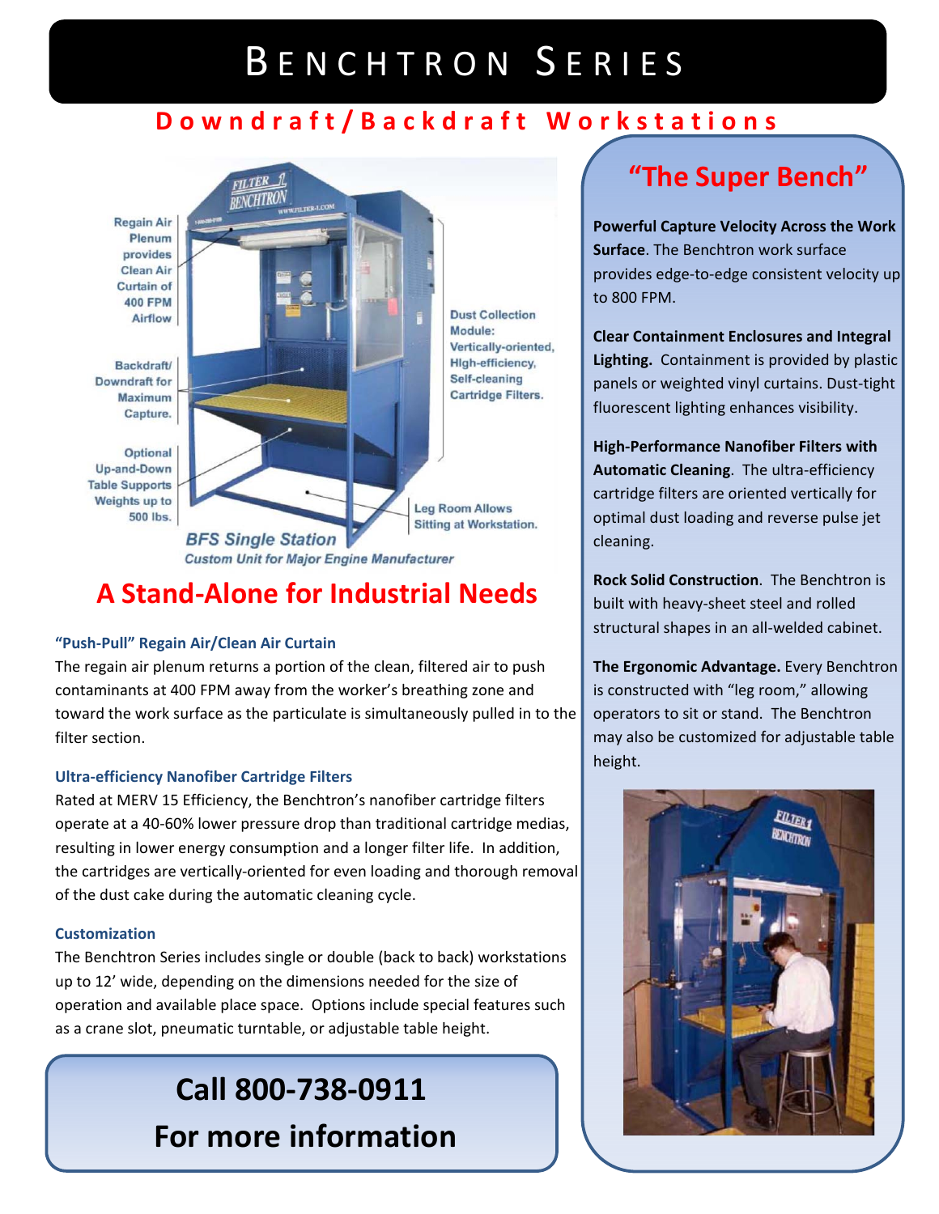# Benchtron Series

## Downdraft/Backdraft Workstations

Regain Air Plenum provides Clean Air Curtain of 400 FPM Airflow

Backdraft/ Downdraft for Maximum Capture.

Optional Up-and-Down Table Supports Weights up to 500 lbs.

Dust Collection Module: Vertically-oriented, High-efficiency, Self-cleaning Cartridge Filters.

Leg Room Allows Sitting at Workstation.

*BFS Single Station*

*Custom Unit for Major Engine Manufacturer*

## A Stand-Alone for Industrial Needs

### "Push-Pull" Regain Air/Clean Air Curtain

The regain air plenum returns a portion of the clean, filtered air to push contaminants at 400 FPM away from the worker's breathing zone and toward the work surface as the particulate is simultaneously pulled in to the filter section.

### Ultra-efficiency Nanofiber Cartridge Filters

Rated at MERV 15 Efficiency, the Benchtron's nanofiber cartridge filters operate at a 40-60% lower pressure drop than traditional cartridge medias, resulting in lower energy consumption and a longer filter life. In addition, the cartridges are vertically-oriented for even loading and thorough removal of the dust cake during the automatic cleaning cycle.

### Customization

The Benchtron Series includes single or double (back to back) workstations up to 12' wide, depending on the dimensions needed for the size of operation and available place space. Options include special features such as a crane slot, pneumatic turntable, or adjustable table height.

**Call 800-738-0911**

**For more information**

## "The Super Bench"

**Powerful Capture Velocity Across the Work Surface**. The Benchtron work surface provides edge-to-edge consistent velocity up to 800 FPM.

**Clear Containment Enclosures and Integral Lighting.** Containment is provided by plastic panels or weighted vinyl curtains. Dust-tight fluorescent lighting enhances visibility.

**High-Performance Nanofiber Filters with Automatic Cleaning**. The ultra-efficiency cartridge filters are oriented vertically for optimal dust loading and reverse pulse jet cleaning.

**Rock Solid Construction**. The Benchtron is built with heavy-sheet steel and rolled structural shapes in an all-welded cabinet.

**The Ergonomic Advantage.** Every Benchtron is constructed with "leg room," allowing operators to sit or stand. The Benchtron may also be customized for adjustable table height.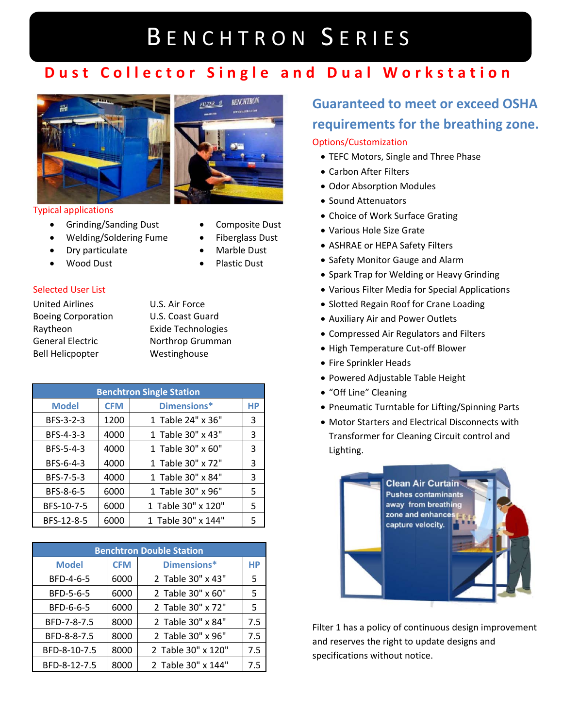# Benchtron Series

## Dust Collector Single and Dual Workstation

Typical applications

- Grinding/Sanding Dust
- Welding/Soldering Fume
- Dry particulate
- Wood Dust
- Composite Dust
- Fiberglass Dust
- Marble Dust
- Plastic Dust

Selected User List

United Airlines
Boeing Corporation
Raytheon
General Electric
Bell Helicpopter
U.S. Air Force
U.S. Coast Guard
Exide Technologies
Northrop Grumman
Westinghouse

| Benchtron Single Station | | | |
|---|---|---|---|
| Model | CFM | Dimensions* | HP |
| BFS-3-2-3 | 1200 | 1 Table 24" x 36" | 3 |
| BFS-4-3-3 | 4000 | 1 Table 30" x 43" | 3 |
| BFS-5-4-3 | 4000 | 1 Table 30" x 60" | 3 |
| BFS-6-4-3 | 4000 | 1 Table 30" x 72" | 3 |
| BFS-7-5-3 | 4000 | 1 Table 30" x 84" | 3 |
| BFS-8-6-5 | 6000 | 1 Table 30" x 96" | 5 |
| BFS-10-7-5 | 6000 | 1 Table 30" x 120" | 5 |
| BFS-12-8-5 | 6000 | 1 Table 30" x 144" | 5 |

| Benchtron Double Station | | | |
|---|---|---|---|
| Model | CFM | Dimensions* | HP |
| BFD-4-6-5 | 6000 | 2 Table 30" x 43" | 5 |
| BFD-5-6-5 | 6000 | 2 Table 30" x 60" | 5 |
| BFD-6-6-5 | 6000 | 2 Table 30" x 72" | 5 |
| BFD-7-8-7.5 | 8000 | 2 Table 30" x 84" | 7.5 |
| BFD-8-8-7.5 | 8000 | 2 Table 30" x 96" | 7.5 |
| BFD-8-10-7.5 | 8000 | 2 Table 30" x 120" | 7.5 |
| BFD-8-12-7.5 | 8000 | 2 Table 30" x 144" | 7.5 |

## Guaranteed to meet or exceed OSHA requirements for the breathing zone.

Options/Customization

- TEFC Motors, Single and Three Phase
- Carbon After Filters
- Odor Absorption Modules
- Sound Attenuators
- Choice of Work Surface Grating
- Various Hole Size Grate
- ASHRAE or HEPA Safety Filters
- Safety Monitor Gauge and Alarm
- Spark Trap for Welding or Heavy Grinding
- Various Filter Media for Special Applications
- Slotted Regain Roof for Crane Loading
- Auxiliary Air and Power Outlets
- Compressed Air Regulators and Filters
- High Temperature Cut-off Blower
- Fire Sprinkler Heads
- Powered Adjustable Table Height
- "Off Line" Cleaning
- Pneumatic Turntable for Lifting/Spinning Parts
- Motor Starters and Electrical Disconnects with Transformer for Cleaning Circuit control and Lighting.

Clean Air Curtain
Pushes contaminants away from breathing zone and enhances capture velocity.

Filter 1 has a policy of continuous design improvement and reserves the right to update designs and specifications without notice.